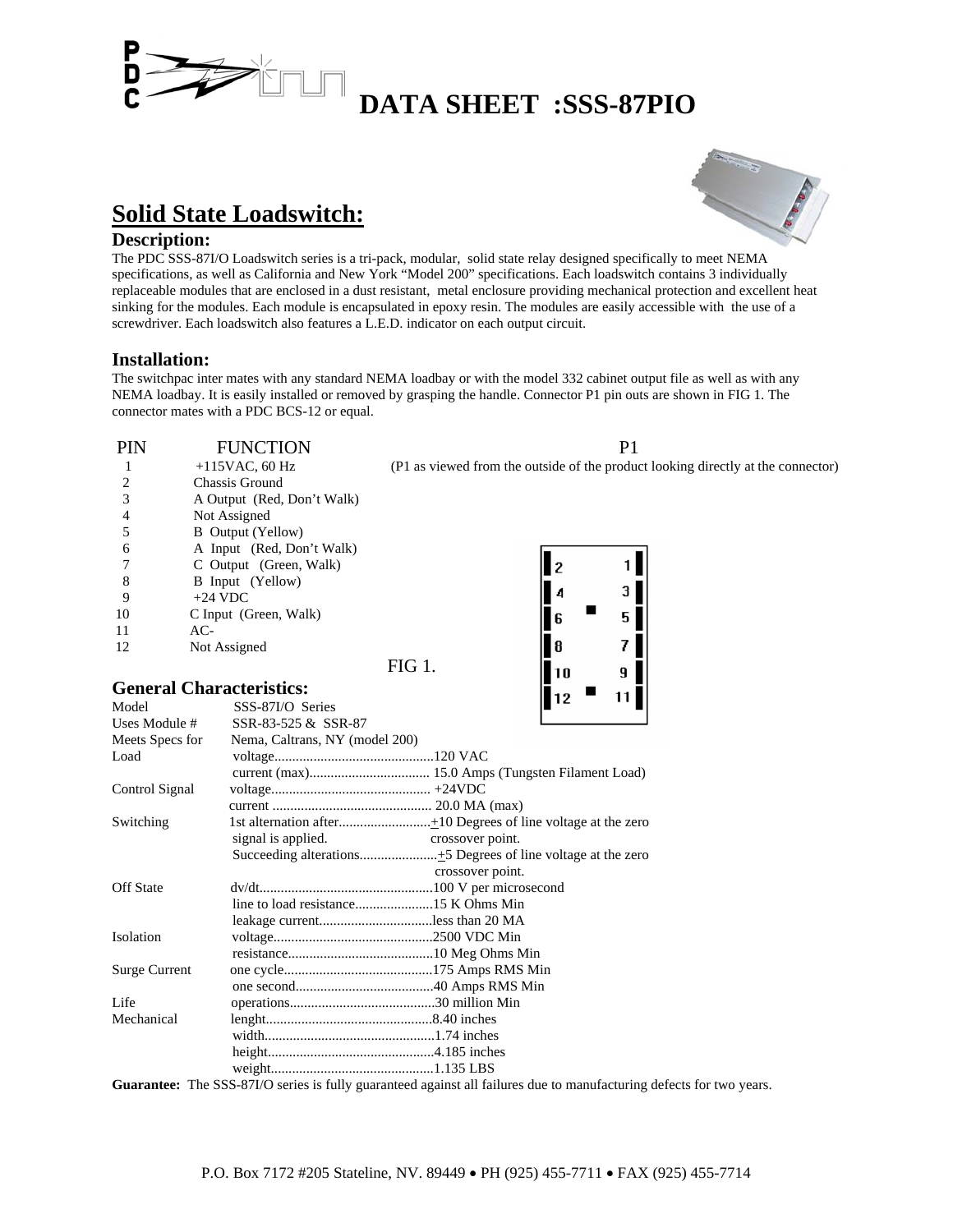# DATA SHEET :SSS-87PIO

## Solid State Loadswitch:

### Description:

The PDC SSS-87I/O Loadswitch series is a tri-pack, modular, solid state relay designed specifically to meet NEMA specifications, as well as California and New York "Model 200" specifications. Each loadswitch contains 3 individually replaceable modules that are enclosed in a dust resistant, metal enclosure providing mechanical protection and excellent heat sinking for the modules. Each module is encapsulated in epoxy resin. The modules are easily accessible with the use of a screwdriver. Each loadswitch also features a L.E.D. indicator on each output circuit.

### Installation:

The switchpac inter mates with any standard NEMA loadbay or with the model 332 cabinet output file as well as with any NEMA loadbay. It is easily installed or removed by grasping the handle. Connector P1 pin outs are shown in FIG 1. The connector mates with a PDC BCS-12 or equal.

| PIN | FUNCTION |
|---|---|
| 1 | +115VAC, 60 Hz |
| 2 | Chassis Ground |
| 3 | A Output (Red, Don't Walk) |
| 4 | Not Assigned |
| 5 | B Output (Yellow) |
| 6 | A Input (Red, Don't Walk) |
| 7 | C Output (Green, Walk) |
| 8 | B Input (Yellow) |
| 9 | +24 VDC |
| 10 | C Input (Green, Walk) |
| 11 | AC- |
| 12 | Not Assigned |

P1

(P1 as viewed from the outside of the product looking directly at the connector)

| | |
|---|---|
| 2 | 1 |
| 4 | 3 |
| 6 | 5 |
| 8 | 7 |
| 10 | 9 |
| 12 | 11 |

FIG 1.

### General Characteristics:

| | | |
|---|---|---|
| Model | SSS-87I/O Series | |
| Uses Module # | SSR-83-525 & SSR-87 | |
| Meets Specs for | Nema, Caltrans, NY (model 200) | |
| Load | voltage | 120 VAC |
| | current (max) | 15.0 Amps (Tungsten Filament Load) |
| Control Signal | voltage | +24VDC |
| | current | 20.0 MA (max) |
| Switching | 1st alternation after signal is applied. | ±10 Degrees of line voltage at the zero crossover point. |
| | Succeeding alterations | ±5 Degrees of line voltage at the zero crossover point. |
| Off State | dv/dt | 100 V per microsecond |
| | line to load resistance | 15 K Ohms Min |
| | leakage current | less than 20 MA |
| Isolation | voltage | 2500 VDC Min |
| | resistance | 10 Meg Ohms Min |
| Surge Current | one cycle | 175 Amps RMS Min |
| | one second | 40 Amps RMS Min |
| Life | operations | 30 million Min |
| Mechanical | lenght | 8.40 inches |
| | width | 1.74 inches |
| | height | 4.185 inches |
| | weight | 1.135 LBS |

**Guarantee:** The SSS-87I/O series is fully guaranteed against all failures due to manufacturing defects for two years.

P.O. Box 7172 #205 Stateline, NV. 89449 • PH (925) 455-7711 • FAX (925) 455-7714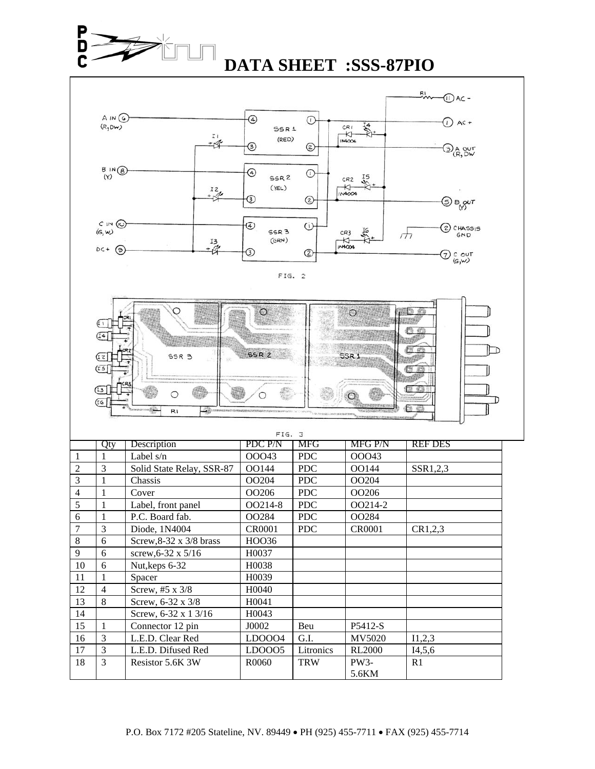# DATA SHEET :SSS-87PIO

R1
11 AC -
A IN 6
(R, DW)
4
SSR 1
(RED)
1
CR1
I4
1N4004
1 AC +
I1
3
2
3 A OUT
(R, DW
B IN 8
(Y)
4
SSR 2
(YEL)
1
CR2
I5
1N4004
I2
3
2
5 B OUT
(Y)
C IN 10
(G, W)
4
SSR 3
(GRN)
1
CR3
I6
1N4004
2 CHASSIS
GND
DC+ 9
I3
3
2
7 C OUT
(G, W)

FIG. 2

CR1
I1
I4
CR2
I2
I5
CR3
I3
I6
SSR 3
SSR 2
SSR 1
R1

FIG. 3

| | Qty | Description | PDC P/N | MFG | MFG P/N | REF DES |
|---|---|---|---|---|---|---|
| 1 | 1 | Label s/n | OOO43 | PDC | OOO43 | |
| 2 | 3 | Solid State Relay, SSR-87 | OO144 | PDC | OO144 | SSR1,2,3 |
| 3 | 1 | Chassis | OO204 | PDC | OO204 | |
| 4 | 1 | Cover | OO206 | PDC | OO206 | |
| 5 | 1 | Label, front panel | OO214-8 | PDC | OO214-2 | |
| 6 | 1 | P.C. Board fab. | OO284 | PDC | OO284 | |
| 7 | 3 | Diode, 1N4004 | CR0001 | PDC | CR0001 | CR1,2,3 |
| 8 | 6 | Screw,8-32 x 3/8 brass | HOO36 | | | |
| 9 | 6 | screw,6-32 x 5/16 | H0037 | | | |
| 10 | 6 | Nut,keps 6-32 | H0038 | | | |
| 11 | 1 | Spacer | H0039 | | | |
| 12 | 4 | Screw, #5 x 3/8 | H0040 | | | |
| 13 | 8 | Screw, 6-32 x 3/8 | H0041 | | | |
| 14 | | Screw, 6-32 x 1 3/16 | H0043 | | | |
| 15 | 1 | Connector 12 pin | J0002 | Beu | P5412-S | |
| 16 | 3 | L.E.D. Clear Red | LDOOO4 | G.I. | MV5020 | I1,2,3 |
| 17 | 3 | L.E.D. Difused Red | LDOOO5 | Litronics | RL2000 | I4,5,6 |
| 18 | 3 | Resistor 5.6K 3W | R0060 | TRW | PW3-5.6KM | R1 |

P.O. Box 7172 #205 Stateline, NV. 89449 • PH (925) 455-7711 • FAX (925) 455-7714